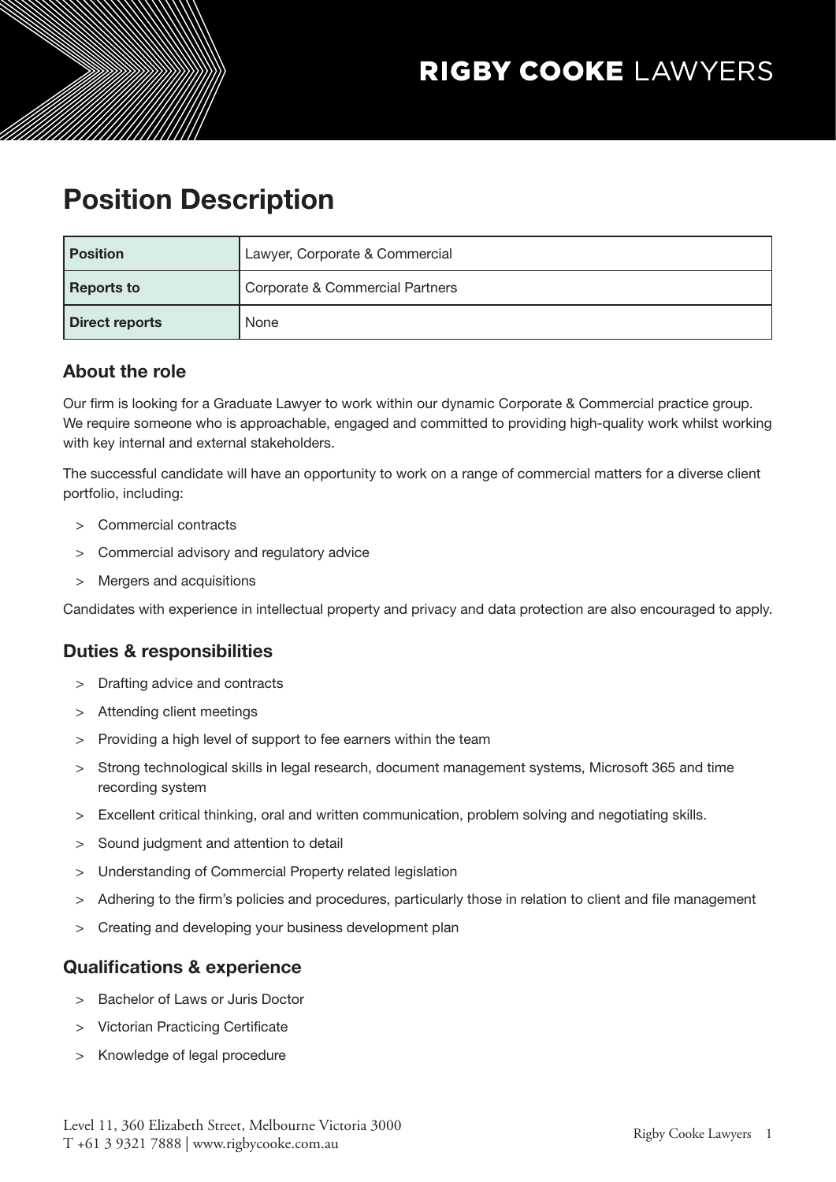RIGBY COOKE LAWYERS

# Position Description

| Position | Lawyer, Corporate & Commercial |
|---|---|
| Reports to | Corporate & Commercial Partners |
| Direct reports | None |

## About the role

Our firm is looking for a Graduate Lawyer to work within our dynamic Corporate & Commercial practice group. We require someone who is approachable, engaged and committed to providing high-quality work whilst working with key internal and external stakeholders.

The successful candidate will have an opportunity to work on a range of commercial matters for a diverse client portfolio, including:

- Commercial contracts
- Commercial advisory and regulatory advice
- Mergers and acquisitions

Candidates with experience in intellectual property and privacy and data protection are also encouraged to apply.

## Duties & responsibilities

- Drafting advice and contracts
- Attending client meetings
- Providing a high level of support to fee earners within the team
- Strong technological skills in legal research, document management systems, Microsoft 365 and time recording system
- Excellent critical thinking, oral and written communication, problem solving and negotiating skills.
- Sound judgment and attention to detail
- Understanding of Commercial Property related legislation
- Adhering to the firm's policies and procedures, particularly those in relation to client and file management
- Creating and developing your business development plan

## Qualifications & experience

- Bachelor of Laws or Juris Doctor
- Victorian Practicing Certificate
- Knowledge of legal procedure

Level 11, 360 Elizabeth Street, Melbourne Victoria 3000
T +61 3 9321 7888 | www.rigbycooke.com.au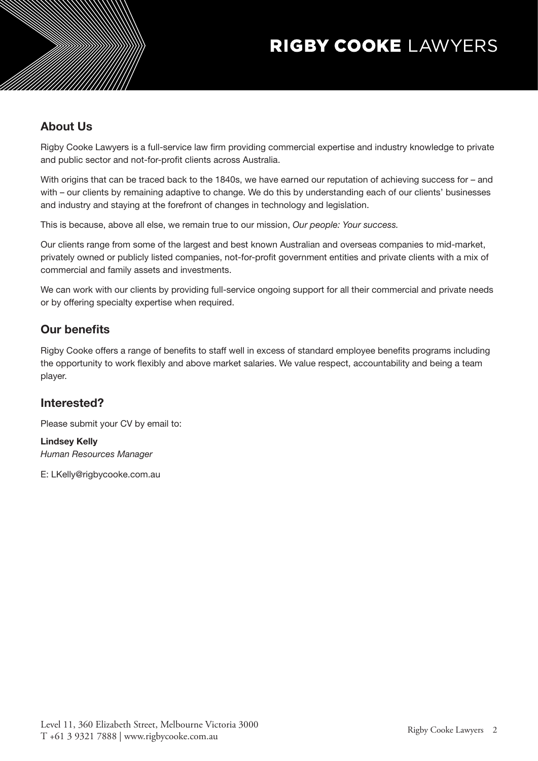## About Us

Rigby Cooke Lawyers is a full-service law firm providing commercial expertise and industry knowledge to private and public sector and not-for-profit clients across Australia.

With origins that can be traced back to the 1840s, we have earned our reputation of achieving success for – and with – our clients by remaining adaptive to change. We do this by understanding each of our clients' businesses and industry and staying at the forefront of changes in technology and legislation.

This is because, above all else, we remain true to our mission, *Our people: Your success.*

Our clients range from some of the largest and best known Australian and overseas companies to mid-market, privately owned or publicly listed companies, not-for-profit government entities and private clients with a mix of commercial and family assets and investments.

We can work with our clients by providing full-service ongoing support for all their commercial and private needs or by offering specialty expertise when required.

## Our benefits

Rigby Cooke offers a range of benefits to staff well in excess of standard employee benefits programs including the opportunity to work flexibly and above market salaries. We value respect, accountability and being a team player.

## Interested?

Please submit your CV by email to:

**Lindsey Kelly**
*Human Resources Manager*

E: LKelly@rigbycooke.com.au